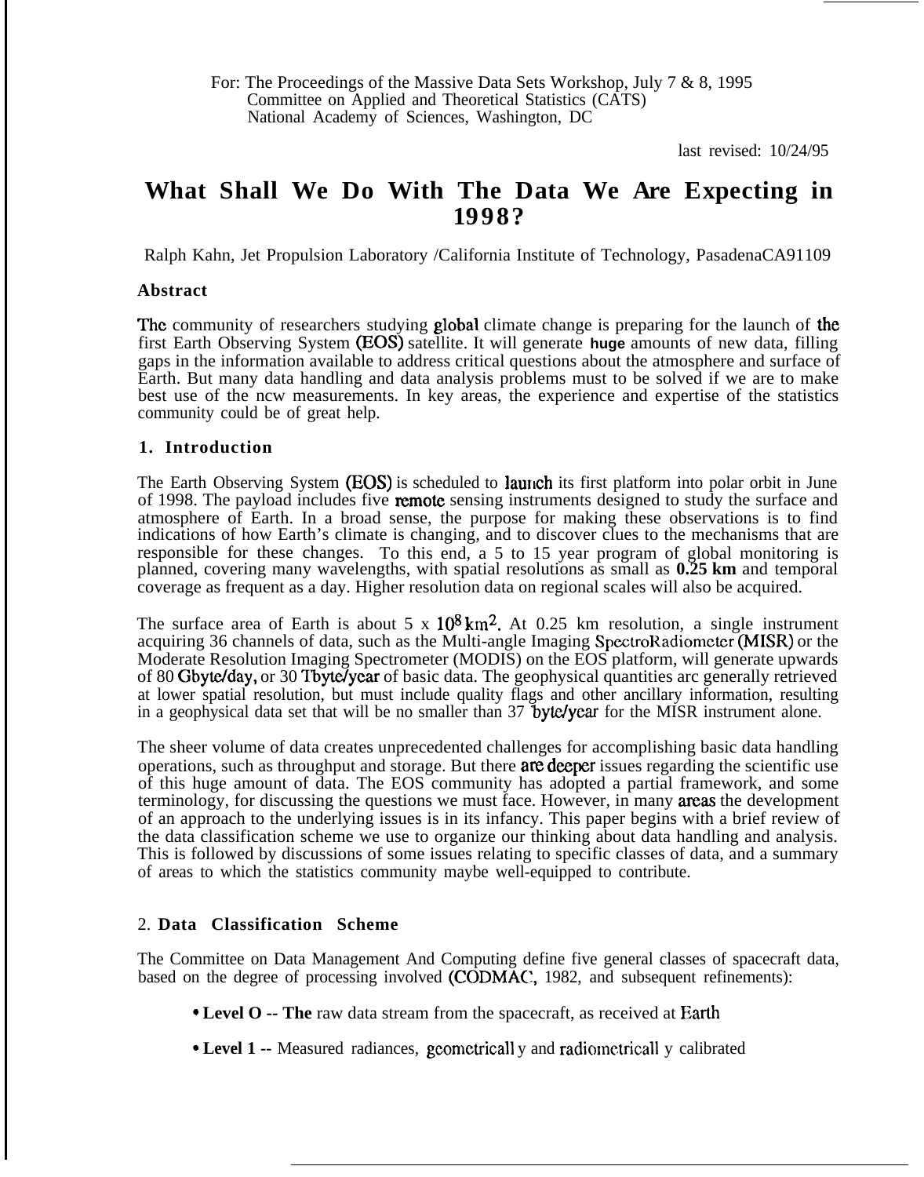For: The Proceedings of the Massive Data Sets Workshop, July 7 & 8, 1995
Committee on Applied and Theoretical Statistics (CATS)
National Academy of Sciences, Washington, DC

last revised: 10/24/95

# What Shall We Do With The Data We Are Expecting in 1998?

Ralph Kahn, Jet Propulsion Laboratory /California Institute of Technology, Pasadena CA 91109

## Abstract

The community of researchers studying global climate change is preparing for the launch of the first Earth Observing System (EOS) satellite. It will generate **huge** amounts of new data, filling gaps in the information available to address critical questions about the atmosphere and surface of Earth. But many data handling and data analysis problems must to be solved if we are to make best use of the new measurements. In key areas, the experience and expertise of the statistics community could be of great help.

## 1. Introduction

The Earth Observing System (EOS) is scheduled to launch its first platform into polar orbit in June of 1998. The payload includes five remote sensing instruments designed to study the surface and atmosphere of Earth. In a broad sense, the purpose for making these observations is to find indications of how Earth's climate is changing, and to discover clues to the mechanisms that are responsible for these changes. To this end, a 5 to 15 year program of global monitoring is planned, covering many wavelengths, with spatial resolutions as small as **0.25 km** and temporal coverage as frequent as a day. Higher resolution data on regional scales will also be acquired.

The surface area of Earth is about 5 x $10^8$ $km^2$. At 0.25 km resolution, a single instrument acquiring 36 channels of data, such as the Multi-angle Imaging SpectroRadiometer (MISR) or the Moderate Resolution Imaging Spectrometer (MODIS) on the EOS platform, will generate upwards of 80 Gbyte/day, or 30 Tbyte/year of basic data. The geophysical quantities are generally retrieved at lower spatial resolution, but must include quality flags and other ancillary information, resulting in a geophysical data set that will be no smaller than 37 byte/year for the MISR instrument alone.

The sheer volume of data creates unprecedented challenges for accomplishing basic data handling operations, such as throughput and storage. But there are deeper issues regarding the scientific use of this huge amount of data. The EOS community has adopted a partial framework, and some terminology, for discussing the questions we must face. However, in many areas the development of an approach to the underlying issues is in its infancy. This paper begins with a brief review of the data classification scheme we use to organize our thinking about data handling and analysis. This is followed by discussions of some issues relating to specific classes of data, and a summary of areas to which the statistics community maybe well-equipped to contribute.

## 2. Data Classification Scheme

The Committee on Data Management And Computing define five general classes of spacecraft data, based on the degree of processing involved (CODMAC, 1982, and subsequent refinements):

- **Level O -- The** raw data stream from the spacecraft, as received at Earth
- **Level 1 --** Measured radiances, geometrically and radiometrically calibrated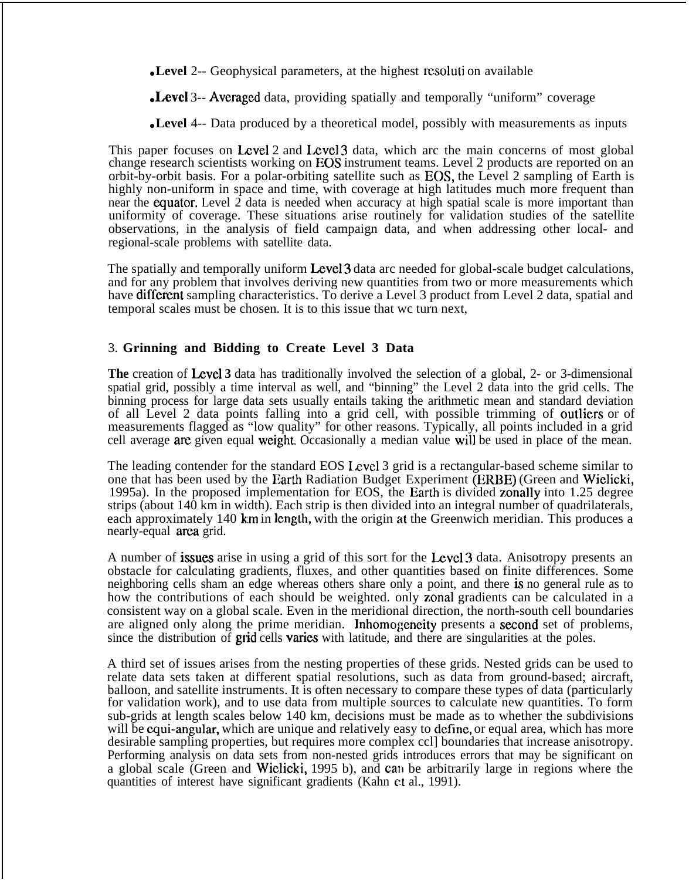- **Level** 2-- Geophysical parameters, at the highest resolution available
- **Level** 3-- Averaged data, providing spatially and temporally "uniform" coverage
- **Level** 4-- Data produced by a theoretical model, possibly with measurements as inputs

This paper focuses on Level 2 and Level 3 data, which are the main concerns of most global change research scientists working on EOS instrument teams. Level 2 products are reported on an orbit-by-orbit basis. For a polar-orbiting satellite such as EOS, the Level 2 sampling of Earth is highly non-uniform in space and time, with coverage at high latitudes much more frequent than near the equator. Level 2 data is needed when accuracy at high spatial scale is more important than uniformity of coverage. These situations arise routinely for validation studies of the satellite observations, in the analysis of field campaign data, and when addressing other local- and regional-scale problems with satellite data.

The spatially and temporally uniform Level 3 data are needed for global-scale budget calculations, and for any problem that involves deriving new quantities from two or more measurements which have different sampling characteristics. To derive a Level 3 product from Level 2 data, spatial and temporal scales must be chosen. It is to this issue that we turn next,

## 3. Grinning and Bidding to Create Level 3 Data

**The** creation of **Level 3** data has traditionally involved the selection of a global, 2- or 3-dimensional spatial grid, possibly a time interval as well, and "binning" the Level 2 data into the grid cells. The binning process for large data sets usually entails taking the arithmetic mean and standard deviation of all Level 2 data points falling into a grid cell, with possible trimming of outliers or of measurements flagged as "low quality" for other reasons. Typically, all points included in a grid cell average are given equal weight. Occasionally a median value will be used in place of the mean.

The leading contender for the standard EOS Level 3 grid is a rectangular-based scheme similar to one that has been used by the Earth Radiation Budget Experiment (ERBE) (Green and Wielicki, 1995a). In the proposed implementation for EOS, the Earth is divided zonally into 1.25 degree strips (about 140 km in width). Each strip is then divided into an integral number of quadrilaterals, each approximately 140 km in length, with the origin at the Greenwich meridian. This produces a nearly-equal area grid.

A number of issues arise in using a grid of this sort for the Level 3 data. Anisotropy presents an obstacle for calculating gradients, fluxes, and other quantities based on finite differences. Some neighboring cells sham an edge whereas others share only a point, and there is no general rule as to how the contributions of each should be weighted. only zonal gradients can be calculated in a consistent way on a global scale. Even in the meridional direction, the north-south cell boundaries are aligned only along the prime meridian. Inhomogeneity presents a second set of problems, since the distribution of grid cells varies with latitude, and there are singularities at the poles.

A third set of issues arises from the nesting properties of these grids. Nested grids can be used to relate data sets taken at different spatial resolutions, such as data from ground-based; aircraft, balloon, and satellite instruments. It is often necessary to compare these types of data (particularly for validation work), and to use data from multiple sources to calculate new quantities. To form sub-grids at length scales below 140 km, decisions must be made as to whether the subdivisions will be equi-angular, which are unique and relatively easy to define, or equal area, which has more desirable sampling properties, but requires more complex cell boundaries that increase anisotropy. Performing analysis on data sets from non-nested grids introduces errors that may be significant on a global scale (Green and Wielicki, 1995 b), and can be arbitrarily large in regions where the quantities of interest have significant gradients (Kahn et al., 1991).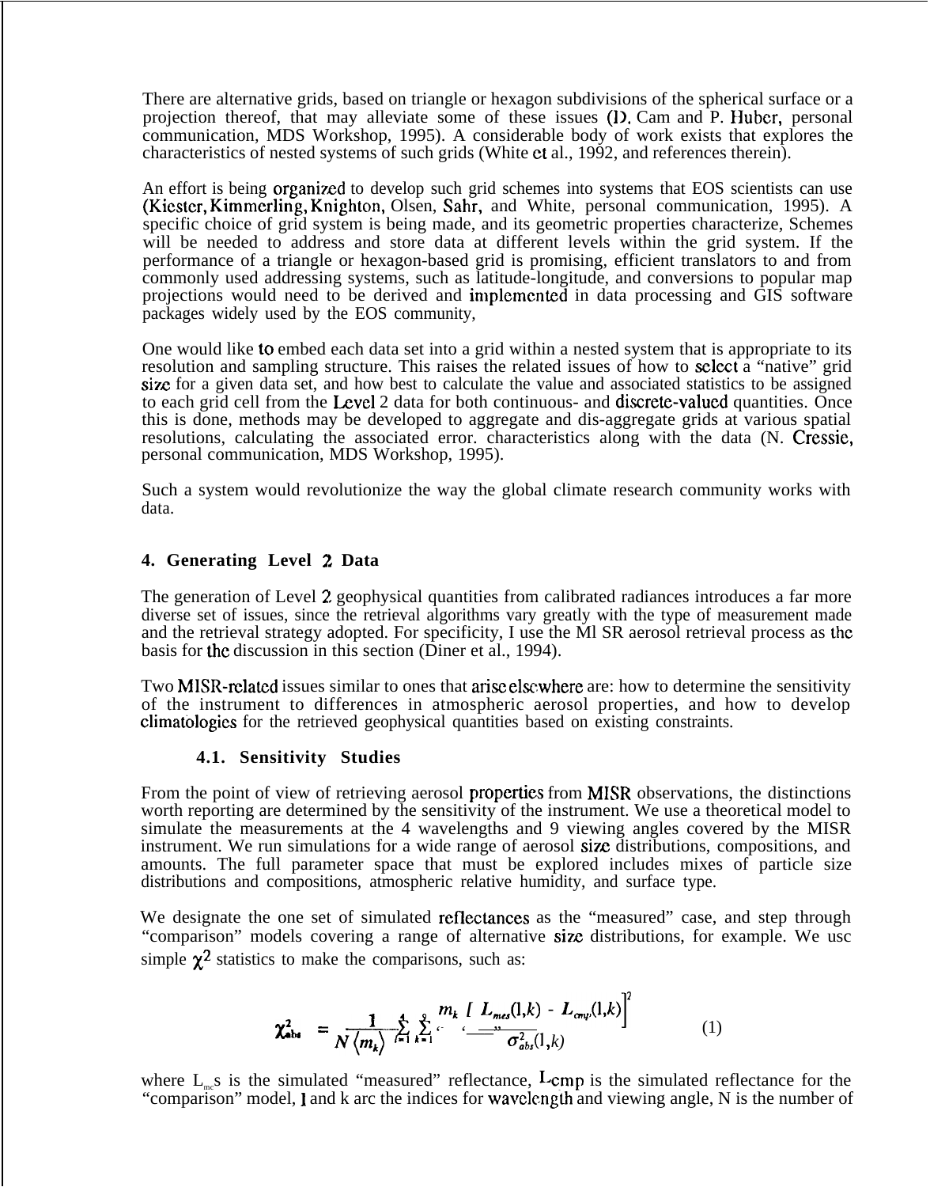There are alternative grids, based on triangle or hexagon subdivisions of the spherical surface or a projection thereof, that may alleviate some of these issues (D. Carr and P. Huber, personal communication, MDS Workshop, 1995). A considerable body of work exists that explores the characteristics of nested systems of such grids (White et al., 1992, and references therein).

An effort is being organized to develop such grid schemes into systems that EOS scientists can use (Kiester, Kimmerling, Knighton, Olsen, Sahr, and White, personal communication, 1995). A specific choice of grid system is being made, and its geometric properties characterize, Schemes will be needed to address and store data at different levels within the grid system. If the performance of a triangle or hexagon-based grid is promising, efficient translators to and from commonly used addressing systems, such as latitude-longitude, and conversions to popular map projections would need to be derived and implemented in data processing and GIS software packages widely used by the EOS community,

One would like to embed each data set into a grid within a nested system that is appropriate to its resolution and sampling structure. This raises the related issues of how to select a "native" grid size for a given data set, and how best to calculate the value and associated statistics to be assigned to each grid cell from the Level 2 data for both continuous- and discrete-valued quantities. Once this is done, methods may be developed to aggregate and dis-aggregate grids at various spatial resolutions, calculating the associated error. characteristics along with the data (N. Cressie, personal communication, MDS Workshop, 1995).

Such a system would revolutionize the way the global climate research community works with data.

## 4. Generating Level 2 Data

The generation of Level 2 geophysical quantities from calibrated radiances introduces a far more diverse set of issues, since the retrieval algorithms vary greatly with the type of measurement made and the retrieval strategy adopted. For specificity, I use the MISR aerosol retrieval process as the basis for the discussion in this section (Diner et al., 1994).

Two MISR-related issues similar to ones that arise elsewhere are: how to determine the sensitivity of the instrument to differences in atmospheric aerosol properties, and how to develop climatologies for the retrieved geophysical quantities based on existing constraints.

### 4.1. Sensitivity Studies

From the point of view of retrieving aerosol properties from MISR observations, the distinctions worth reporting are determined by the sensitivity of the instrument. We use a theoretical model to simulate the measurements at the 4 wavelengths and 9 viewing angles covered by the MISR instrument. We run simulations for a wide range of aerosol size distributions, compositions, and amounts. The full parameter space that must be explored includes mixes of particle size distributions and compositions, atmospheric relative humidity, and surface type.

We designate the one set of simulated reflectances as the "measured" case, and step through "comparison" models covering a range of alternative size distributions, for example. We use simple $\chi^2$ statistics to make the comparisons, such as:

$$\chi^2_{abs} = \frac{1}{N\langle m_k \rangle} \sum_{l=1}^{4} \sum_{k=1}^{9} \frac{m_k \left[ L_{mes}(l,k) - L_{cmp}(l,k) \right]^2}{\sigma^2_{abs}(l,k)} \qquad (1)$$

where $L_{mes}$ is the simulated "measured" reflectance, $L_{cmp}$ is the simulated reflectance for the "comparison" model, l and k are the indices for wavelength and viewing angle, N is the number of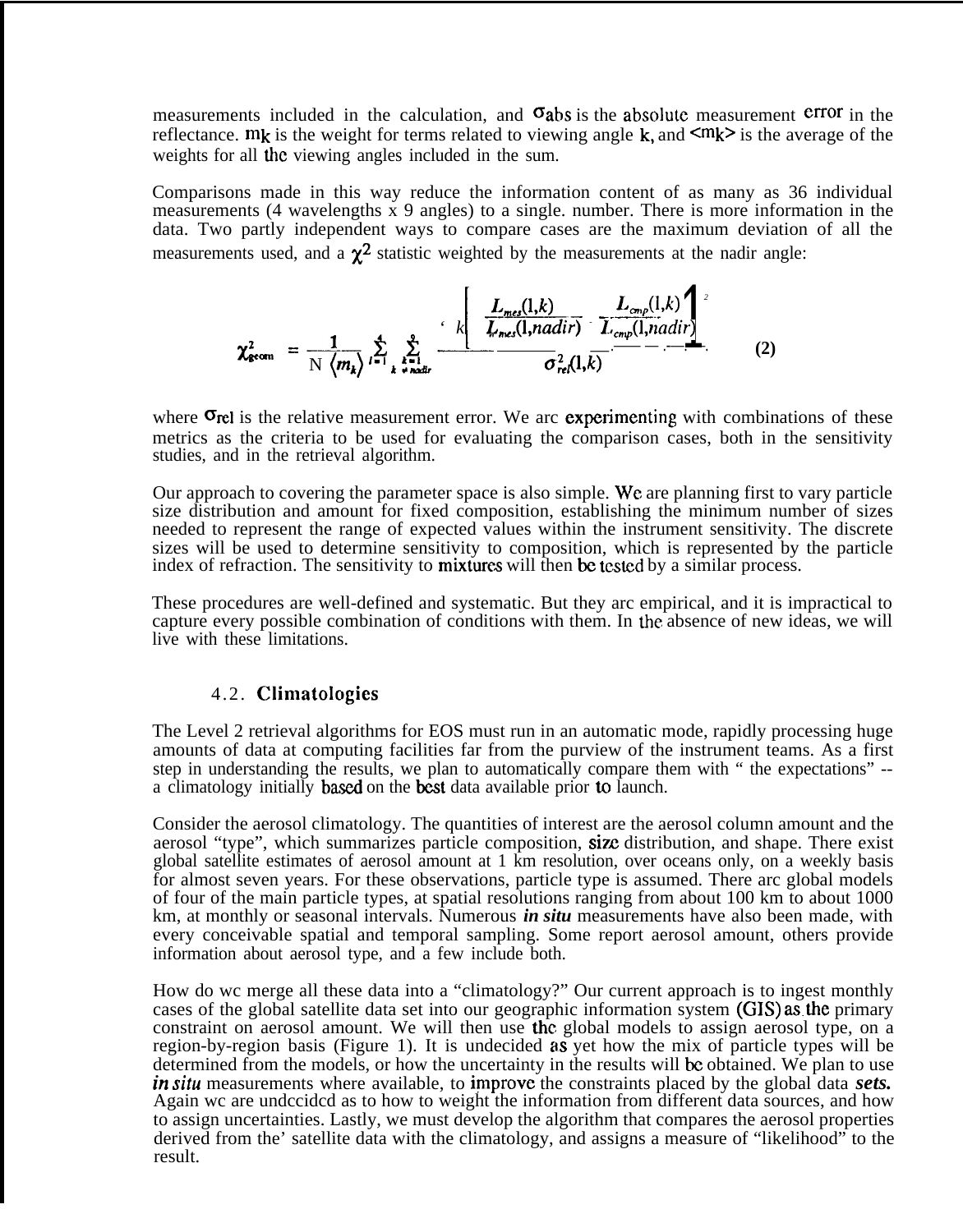measurements included in the calculation, and $\sigma_{abs}$ is the absolute measurement error in the reflectance. $m_k$ is the weight for terms related to viewing angle k, and $\langle m_k \rangle$ is the average of the weights for all the viewing angles included in the sum.

Comparisons made in this way reduce the information content of as many as 36 individual measurements (4 wavelengths x 9 angles) to a single. number. There is more information in the data. Two partly independent ways to compare cases are the maximum deviation of all the measurements used, and a $\chi^2$ statistic weighted by the measurements at the nadir angle:

$$\chi^2_{geom} = \frac{1}{N \langle m_k \rangle} \sum_{l=1}^{4} \sum_{\substack{k=1 \\ k \neq nadir}}^{9} \frac{m_k \left[ \frac{L_{mes}(l,k)}{L_{mes}(l,nadir)} - \frac{L_{cmp}(l,k)}{L_{cmp}(l,nadir)} \right]^2}{\sigma^2_{rel}(l,k)} \tag{2}$$

where $\sigma_{rel}$ is the relative measurement error. We are experimenting with combinations of these metrics as the criteria to be used for evaluating the comparison cases, both in the sensitivity studies, and in the retrieval algorithm.

Our approach to covering the parameter space is also simple. We are planning first to vary particle size distribution and amount for fixed composition, establishing the minimum number of sizes needed to represent the range of expected values within the instrument sensitivity. The discrete sizes will be used to determine sensitivity to composition, which is represented by the particle index of refraction. The sensitivity to mixtures will then be tested by a similar process.

These procedures are well-defined and systematic. But they are empirical, and it is impractical to capture every possible combination of conditions with them. In the absence of new ideas, we will live with these limitations.

### 4.2. Climatologies

The Level 2 retrieval algorithms for EOS must run in an automatic mode, rapidly processing huge amounts of data at computing facilities far from the purview of the instrument teams. As a first step in understanding the results, we plan to automatically compare them with " the expectations" -- a climatology initially based on the best data available prior to launch.

Consider the aerosol climatology. The quantities of interest are the aerosol column amount and the aerosol "type", which summarizes particle composition, size distribution, and shape. There exist global satellite estimates of aerosol amount at 1 km resolution, over oceans only, on a weekly basis for almost seven years. For these observations, particle type is assumed. There are global models of four of the main particle types, at spatial resolutions ranging from about 100 km to about 1000 km, at monthly or seasonal intervals. Numerous ***in situ*** measurements have also been made, with every conceivable spatial and temporal sampling. Some report aerosol amount, others provide information about aerosol type, and a few include both.

How do we merge all these data into a "climatology?" Our current approach is to ingest monthly cases of the global satellite data set into our geographic information system (GIS) as the primary constraint on aerosol amount. We will then use the global models to assign aerosol type, on a region-by-region basis (Figure 1). It is undecided as yet how the mix of particle types will be determined from the models, or how the uncertainty in the results will be obtained. We plan to use ***in situ*** measurements where available, to improve the constraints placed by the global data ***sets.*** Again we are undecided as to how to weight the information from different data sources, and how to assign uncertainties. Lastly, we must develop the algorithm that compares the aerosol properties derived from the' satellite data with the climatology, and assigns a measure of "likelihood" to the result.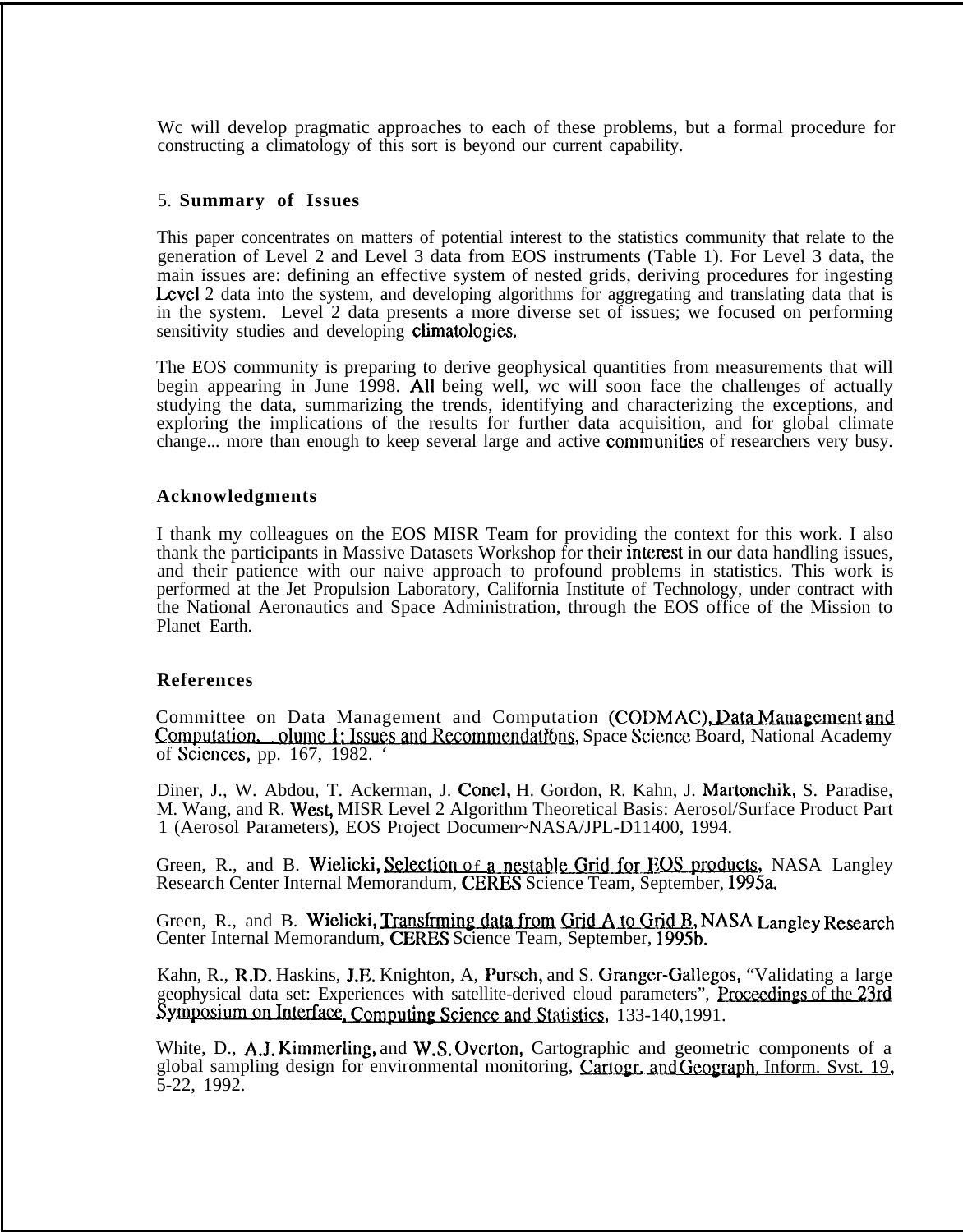Wc will develop pragmatic approaches to each of these problems, but a formal procedure for constructing a climatology of this sort is beyond our current capability.

## 5. Summary of Issues

This paper concentrates on matters of potential interest to the statistics community that relate to the generation of Level 2 and Level 3 data from EOS instruments (Table 1). For Level 3 data, the main issues are: defining an effective system of nested grids, deriving procedures for ingesting Lcvcl 2 data into the system, and developing algorithms for aggregating and translating data that is in the system. Level 2 data presents a more diverse set of issues; we focused on performing sensitivity studies and developing climatologies.

The EOS community is preparing to derive geophysical quantities from measurements that will begin appearing in June 1998. All being well, wc will soon face the challenges of actually studying the data, summarizing the trends, identifying and characterizing the exceptions, and exploring the implications of the results for further data acquisition, and for global climate change... more than enough to keep several large and active communities of researchers very busy.

## Acknowledgments

I thank my colleagues on the EOS MISR Team for providing the context for this work. I also thank the participants in Massive Datasets Workshop for their interest in our data handling issues, and their patience with our naive approach to profound problems in statistics. This work is performed at the Jet Propulsion Laboratory, California Institute of Technology, under contract with the National Aeronautics and Space Administration, through the EOS office of the Mission to Planet Earth.

## References

Committee on Data Management and Computation (CODMAC), Data Management and Computation, Volume 1: Issues and Recommendations, Space Science Board, National Academy of Sciences, pp. 167, 1982. '

Diner, J., W. Abdou, T. Ackerman, J. Conel, H. Gordon, R. Kahn, J. Martonchik, S. Paradise, M. Wang, and R. West, MISR Level 2 Algorithm Theoretical Basis: Aerosol/Surface Product Part 1 (Aerosol Parameters), EOS Project Documen~NASA/JPL-D11400, 1994.

Green, R., and B. Wielicki, Selection of a nestable Grid for EOS products, NASA Langley Research Center Internal Memorandum, CERES Science Team, September, 1995a.

Green, R., and B. Wielicki, Transfrming data from Grid A to Grid B, NASA Langley Research Center Internal Memorandum, CERES Science Team, September, 1995b.

Kahn, R., R.D. Haskins, J.E. Knighton, A, Pursch, and S. Granger-Gallegos, "Validating a large geophysical data set: Experiences with satellite-derived cloud parameters", Proceedings of the 23rd Symposium on Interface, Computing Science and Statistics, 133-140,1991.

White, D., A.J. Kimmerling, and W.S. Overton, Cartographic and geometric components of a global sampling design for environmental monitoring, Cartogr. and Geograph. Inform. Svst. 19, 5-22, 1992.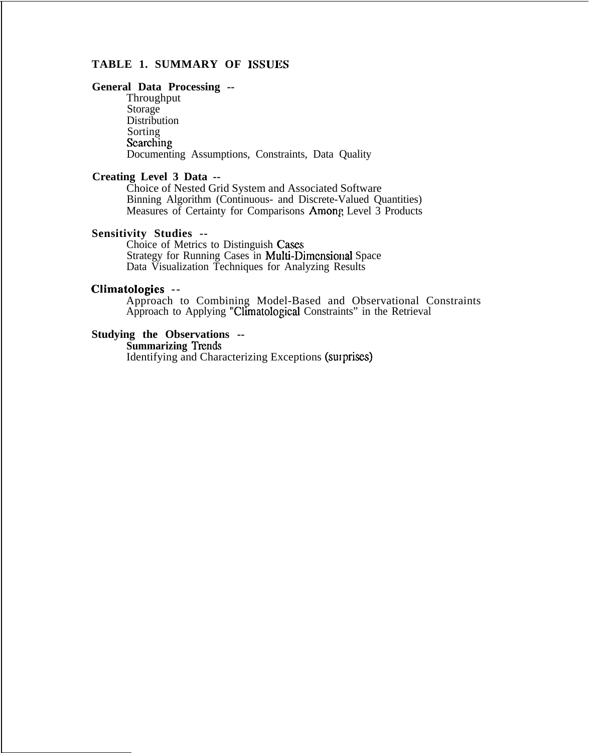**TABLE 1. SUMMARY OF ISSUES**

**General Data Processing --**

- Throughput
- Storage
- Distribution
- Sorting
- Searching
- Documenting Assumptions, Constraints, Data Quality

**Creating Level 3 Data --**

- Choice of Nested Grid System and Associated Software
- Binning Algorithm (Continuous- and Discrete-Valued Quantities)
- Measures of Certainty for Comparisons Among Level 3 Products

**Sensitivity Studies --**

- Choice of Metrics to Distinguish Cases
- Strategy for Running Cases in Multi-Dimensional Space
- Data Visualization Techniques for Analyzing Results

**Climatologies --**

- Approach to Combining Model-Based and Observational Constraints
- Approach to Applying "Climatological Constraints" in the Retrieval

**Studying the Observations --**

- **Summarizing Trends**
- Identifying and Characterizing Exceptions (surprises)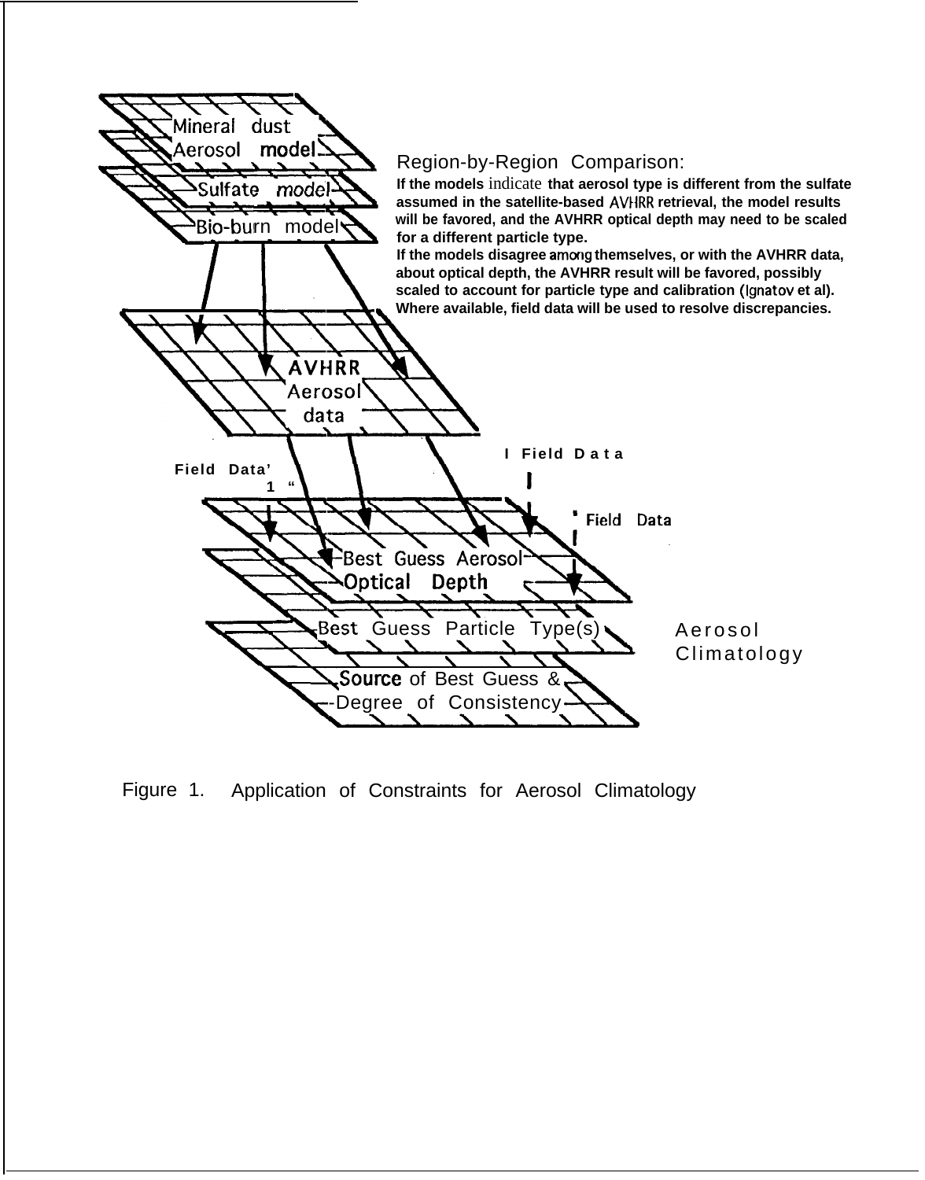Mineral dust
Aerosol model

Sulfate model

Bio-burn model

Region-by-Region Comparison:

**If the models indicate that aerosol type is different from the sulfate assumed in the satellite-based AVHRR retrieval, the model results will be favored, and the AVHRR optical depth may need to be scaled for a different particle type.**

**If the models disagree among themselves, or with the AVHRR data, about optical depth, the AVHRR result will be favored, possibly scaled to account for particle type and calibration (Ignatov et al).**

**Where available, field data will be used to resolve discrepancies.**

AVHRR
Aerosol
data

Field Data

Field Data

Field Data

Best Guess Aerosol
Optical Depth

Best Guess Particle Type(s)

Source of Best Guess &
Degree of Consistency

Aerosol
Climatology

Figure 1. Application of Constraints for Aerosol Climatology